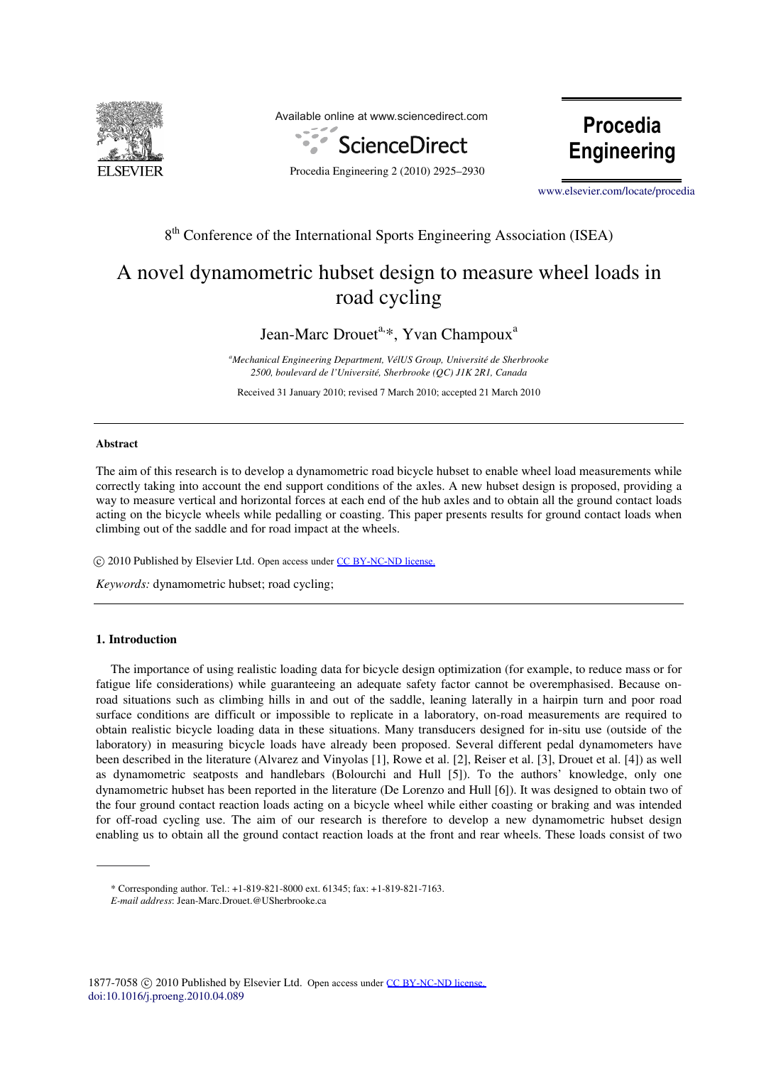Available online at www.sciencedirect.com

ScienceDirect

Procedia Engineering 2 (2010) 2925–2930

**Procedia Engineering**

www.elsevier.com/locate/procedia

8th Conference of the International Sports Engineering Association (ISEA)

# A novel dynamometric hubset design to measure wheel loads in road cycling

Jean-Marc Drouet[a,*], Yvan Champoux[a]

[a] *Mechanical Engineering Department, VélUS Group, Université de Sherbrooke 2500, boulevard de l'Université, Sherbrooke (QC) J1K 2R1, Canada*

Received 31 January 2010; revised 7 March 2010; accepted 21 March 2010

---

**Abstract**

The aim of this research is to develop a dynamometric road bicycle hubset to enable wheel load measurements while correctly taking into account the end support conditions of the axles. A new hubset design is proposed, providing a way to measure vertical and horizontal forces at each end of the hub axles and to obtain all the ground contact loads acting on the bicycle wheels while pedalling or coasting. This paper presents results for ground contact loads when climbing out of the saddle and for road impact at the wheels.

© 2010 Published by Elsevier Ltd. Open access under CC BY-NC-ND license.

*Keywords:* dynamometric hubset; road cycling;

---

## 1. Introduction

The importance of using realistic loading data for bicycle design optimization (for example, to reduce mass or for fatigue life considerations) while guaranteeing an adequate safety factor cannot be overemphasised. Because on-road situations such as climbing hills in and out of the saddle, leaning laterally in a hairpin turn and poor road surface conditions are difficult or impossible to replicate in a laboratory, on-road measurements are required to obtain realistic bicycle loading data in these situations. Many transducers designed for in-situ use (outside of the laboratory) in measuring bicycle loads have already been proposed. Several different pedal dynamometers have been described in the literature (Alvarez and Vinyolas [1], Rowe et al. [2], Reiser et al. [3], Drouet et al. [4]) as well as dynamometric seatposts and handlebars (Bolourchi and Hull [5]). To the authors' knowledge, only one dynamometric hubset has been reported in the literature (De Lorenzo and Hull [6]). It was designed to obtain two of the four ground contact reaction loads acting on a bicycle wheel while either coasting or braking and was intended for off-road cycling use. The aim of our research is therefore to develop a new dynamometric hubset design enabling us to obtain all the ground contact reaction loads at the front and rear wheels. These loads consist of two

---

\* Corresponding author. Tel.: +1-819-821-8000 ext. 61345; fax: +1-819-821-7163.
*E-mail address*: Jean-Marc.Drouet.@USherbrooke.ca

1877-7058 © 2010 Published by Elsevier Ltd. Open access under CC BY-NC-ND license.
doi:10.1016/j.proeng.2010.04.089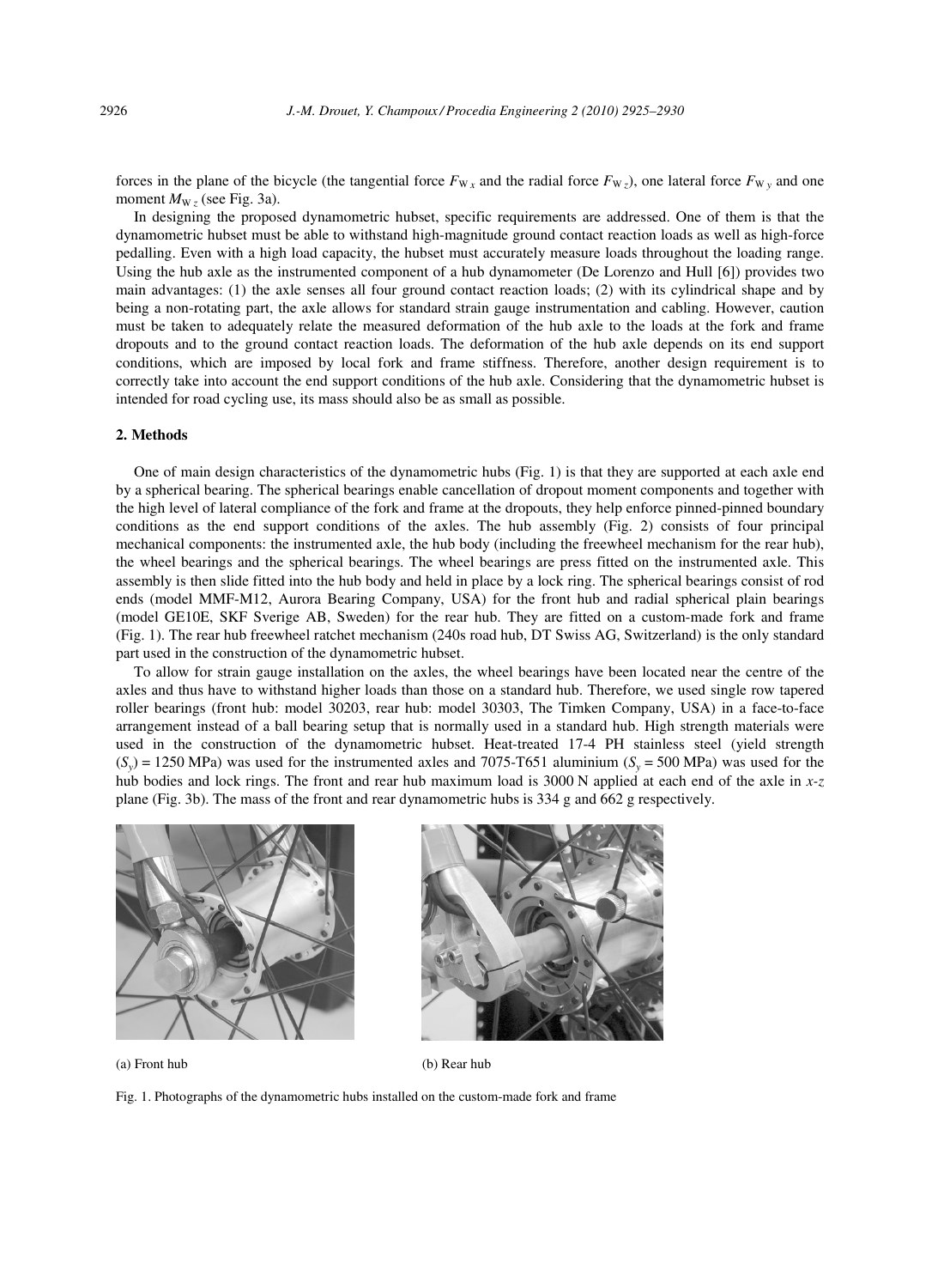forces in the plane of the bicycle (the tangential force $F_{W\,x}$ and the radial force $F_{W\,z}$), one lateral force $F_{W\,y}$ and one moment $M_{W\,z}$ (see Fig. 3a).

In designing the proposed dynamometric hubset, specific requirements are addressed. One of them is that the dynamometric hubset must be able to withstand high-magnitude ground contact reaction loads as well as high-force pedalling. Even with a high load capacity, the hubset must accurately measure loads throughout the loading range. Using the hub axle as the instrumented component of a hub dynamometer (De Lorenzo and Hull [6]) provides two main advantages: (1) the axle senses all four ground contact reaction loads; (2) with its cylindrical shape and by being a non-rotating part, the axle allows for standard strain gauge instrumentation and cabling. However, caution must be taken to adequately relate the measured deformation of the hub axle to the loads at the fork and frame dropouts and to the ground contact reaction loads. The deformation of the hub axle depends on its end support conditions, which are imposed by local fork and frame stiffness. Therefore, another design requirement is to correctly take into account the end support conditions of the hub axle. Considering that the dynamometric hubset is intended for road cycling use, its mass should also be as small as possible.

## 2. Methods

One of main design characteristics of the dynamometric hubs (Fig. 1) is that they are supported at each axle end by a spherical bearing. The spherical bearings enable cancellation of dropout moment components and together with the high level of lateral compliance of the fork and frame at the dropouts, they help enforce pinned-pinned boundary conditions as the end support conditions of the axles. The hub assembly (Fig. 2) consists of four principal mechanical components: the instrumented axle, the hub body (including the freewheel mechanism for the rear hub), the wheel bearings and the spherical bearings. The wheel bearings are press fitted on the instrumented axle. This assembly is then slide fitted into the hub body and held in place by a lock ring. The spherical bearings consist of rod ends (model MMF-M12, Aurora Bearing Company, USA) for the front hub and radial spherical plain bearings (model GE10E, SKF Sverige AB, Sweden) for the rear hub. They are fitted on a custom-made fork and frame (Fig. 1). The rear hub freewheel ratchet mechanism (240s road hub, DT Swiss AG, Switzerland) is the only standard part used in the construction of the dynamometric hubset.

To allow for strain gauge installation on the axles, the wheel bearings have been located near the centre of the axles and thus have to withstand higher loads than those on a standard hub. Therefore, we used single row tapered roller bearings (front hub: model 30203, rear hub: model 30303, The Timken Company, USA) in a face-to-face arrangement instead of a ball bearing setup that is normally used in a standard hub. High strength materials were used in the construction of the dynamometric hubset. Heat-treated 17-4 PH stainless steel (yield strength ($S_y$) = 1250 MPa) was used for the instrumented axles and 7075-T651 aluminium ($S_y$ = 500 MPa) was used for the hub bodies and lock rings. The front and rear hub maximum load is 3000 N applied at each end of the axle in *x-z* plane (Fig. 3b). The mass of the front and rear dynamometric hubs is 334 g and 662 g respectively.

(a) Front hub

(b) Rear hub

Fig. 1. Photographs of the dynamometric hubs installed on the custom-made fork and frame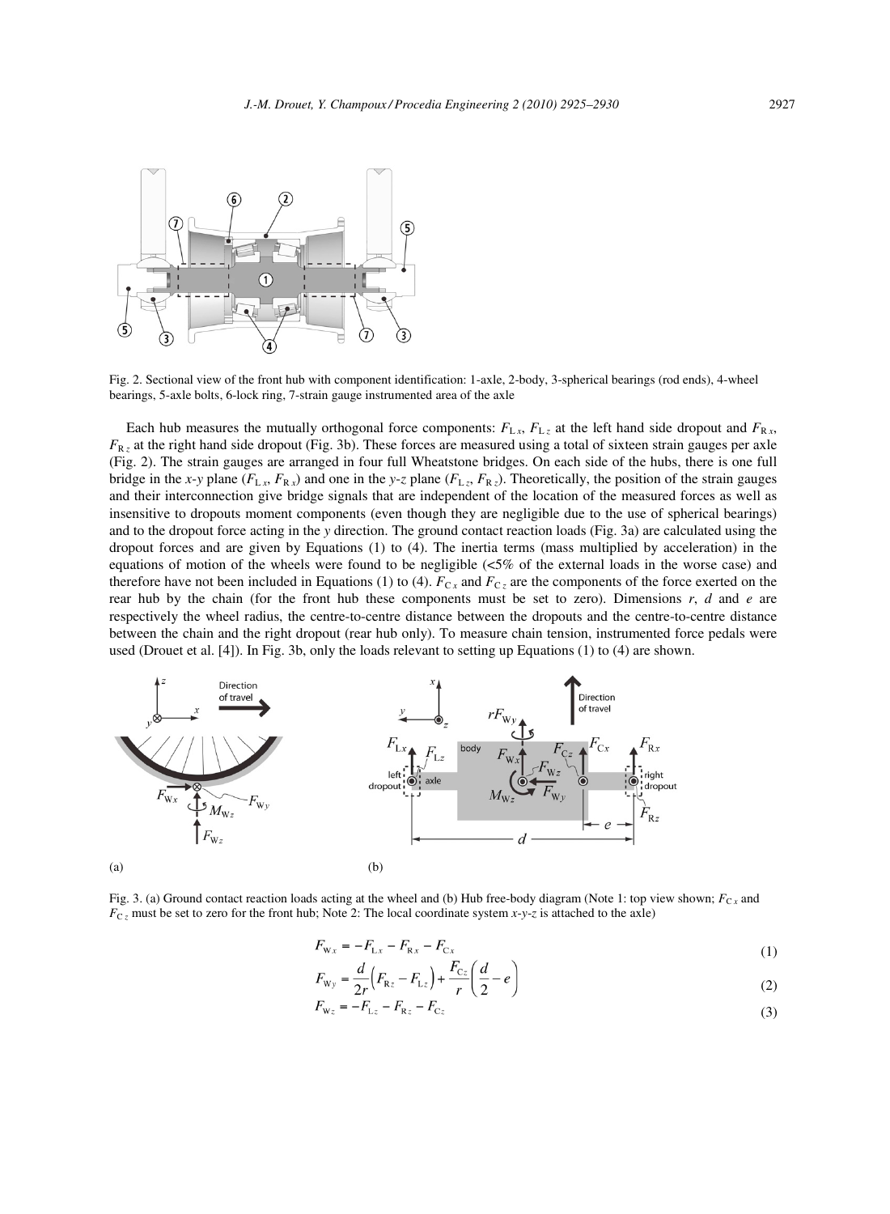Fig. 2. Sectional view of the front hub with component identification: 1-axle, 2-body, 3-spherical bearings (rod ends), 4-wheel bearings, 5-axle bolts, 6-lock ring, 7-strain gauge instrumented area of the axle

Each hub measures the mutually orthogonal force components: $F_{Lx}$, $F_{Lz}$ at the left hand side dropout and $F_{Rx}$, $F_{Rz}$ at the right hand side dropout (Fig. 3b). These forces are measured using a total of sixteen strain gauges per axle (Fig. 2). The strain gauges are arranged in four full Wheatstone bridges. On each side of the hubs, there is one full bridge in the *x-y* plane ($F_{Lx}$, $F_{Rx}$) and one in the *y-z* plane ($F_{Lz}$, $F_{Rz}$). Theoretically, the position of the strain gauges and their interconnection give bridge signals that are independent of the location of the measured forces as well as insensitive to dropouts moment components (even though they are negligible due to the use of spherical bearings) and to the dropout force acting in the *y* direction. The ground contact reaction loads (Fig. 3a) are calculated using the dropout forces and are given by Equations (1) to (4). The inertia terms (mass multiplied by acceleration) in the equations of motion of the wheels were found to be negligible (<5% of the external loads in the worse case) and therefore have not been included in Equations (1) to (4). $F_{Cx}$ and $F_{Cz}$ are the components of the force exerted on the rear hub by the chain (for the front hub these components must be set to zero). Dimensions $r$, $d$ and $e$ are respectively the wheel radius, the centre-to-centre distance between the dropouts and the centre-to-centre distance between the chain and the right dropout (rear hub only). To measure chain tension, instrumented force pedals were used (Drouet et al. [4]). In Fig. 3b, only the loads relevant to setting up Equations (1) to (4) are shown.

(a) (b)

Fig. 3. (a) Ground contact reaction loads acting at the wheel and (b) Hub free-body diagram (Note 1: top view shown; $F_{Cx}$ and $F_{Cz}$ must be set to zero for the front hub; Note 2: The local coordinate system *x-y-z* is attached to the axle)

$$F_{Wx} = -F_{Lx} - F_{Rx} - F_{Cx} \tag{1}$$

$$F_{Wy} = \frac{d}{2r}\left(F_{Rz} - F_{Lz}\right) + \frac{F_{Cz}}{r}\left(\frac{d}{2} - e\right) \tag{2}$$

$$F_{Wz} = -F_{Lz} - F_{Rz} - F_{Cz} \tag{3}$$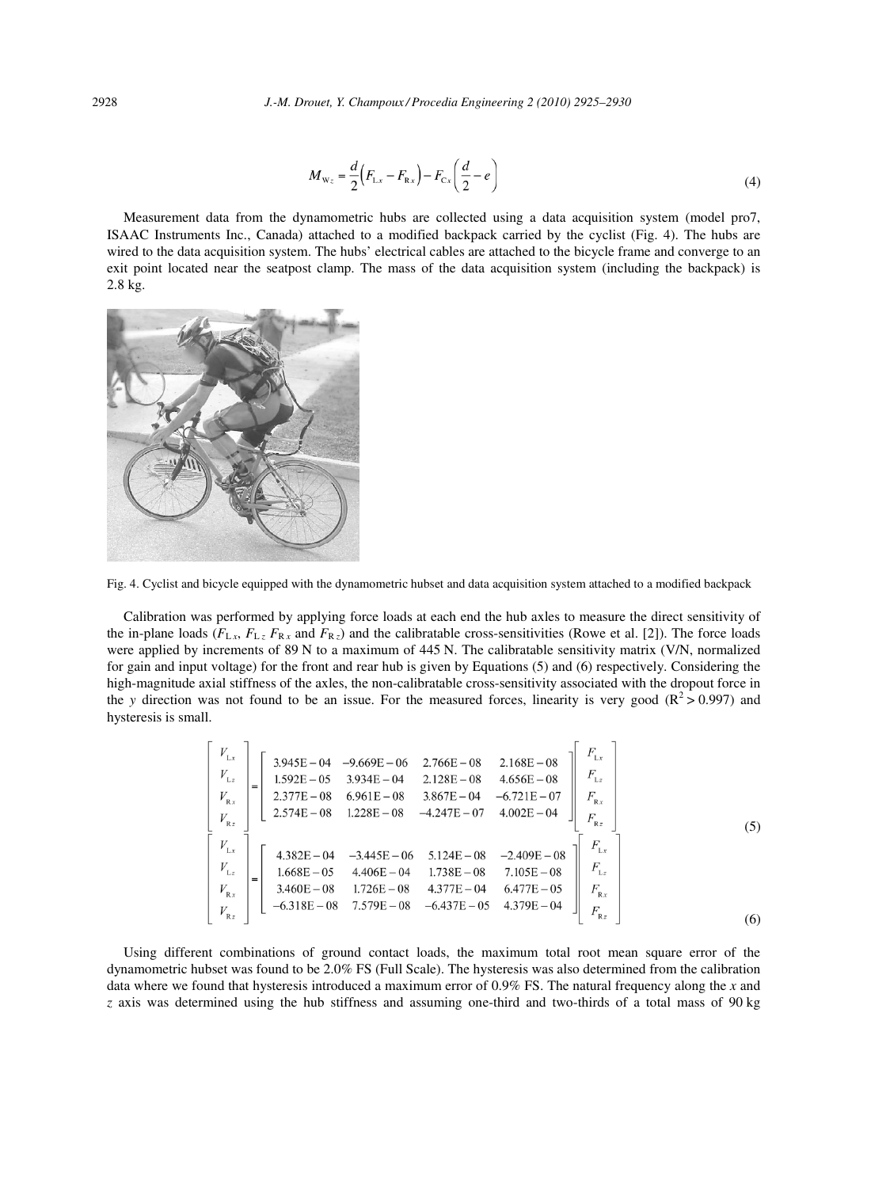$$M_{Wz} = \frac{d}{2}\left(F_{Lx} - F_{Rx}\right) - F_{Cx}\left(\frac{d}{2} - e\right) \tag{4}$$

Measurement data from the dynamometric hubs are collected using a data acquisition system (model pro7, ISAAC Instruments Inc., Canada) attached to a modified backpack carried by the cyclist (Fig. 4). The hubs are wired to the data acquisition system. The hubs' electrical cables are attached to the bicycle frame and converge to an exit point located near the seatpost clamp. The mass of the data acquisition system (including the backpack) is 2.8 kg.

Fig. 4. Cyclist and bicycle equipped with the dynamometric hubset and data acquisition system attached to a modified backpack

Calibration was performed by applying force loads at each end the hub axles to measure the direct sensitivity of the in-plane loads ($F_{Lx}$, $F_{Lz}$ $F_{Rx}$ and $F_{Rz}$) and the calibratable cross-sensitivities (Rowe et al. [2]). The force loads were applied by increments of 89 N to a maximum of 445 N. The calibratable sensitivity matrix (V/N, normalized for gain and input voltage) for the front and rear hub is given by Equations (5) and (6) respectively. Considering the high-magnitude axial stiffness of the axles, the non-calibratable cross-sensitivity associated with the dropout force in the *y* direction was not found to be an issue. For the measured forces, linearity is very good ($R^2 > 0.997$) and hysteresis is small.

$$\begin{bmatrix} V_{Lx} \\ V_{Lz} \\ V_{Rx} \\ V_{Rz} \end{bmatrix} = \begin{bmatrix} 3.945\text{E}-04 & -9.669\text{E}-06 & 2.766\text{E}-08 & 2.168\text{E}-08 \\ 1.592\text{E}-05 & 3.934\text{E}-04 & 2.128\text{E}-08 & 4.656\text{E}-08 \\ 2.377\text{E}-08 & 6.961\text{E}-08 & 3.867\text{E}-04 & -6.721\text{E}-07 \\ 2.574\text{E}-08 & 1.228\text{E}-08 & -4.247\text{E}-07 & 4.002\text{E}-04 \end{bmatrix} \begin{bmatrix} F_{Lx} \\ F_{Lz} \\ F_{Rx} \\ F_{Rz} \end{bmatrix} \tag{5}$$

$$\begin{bmatrix} V_{Lx} \\ V_{Lz} \\ V_{Rx} \\ V_{Rz} \end{bmatrix} = \begin{bmatrix} 4.382\text{E}-04 & -3.445\text{E}-06 & 5.124\text{E}-08 & -2.409\text{E}-08 \\ 1.668\text{E}-05 & 4.406\text{E}-04 & 1.738\text{E}-08 & 7.105\text{E}-08 \\ 3.460\text{E}-08 & 1.726\text{E}-08 & 4.377\text{E}-04 & 6.477\text{E}-05 \\ -6.318\text{E}-08 & 7.579\text{E}-08 & -6.437\text{E}-05 & 4.379\text{E}-04 \end{bmatrix} \begin{bmatrix} F_{Lx} \\ F_{Lz} \\ F_{Rx} \\ F_{Rz} \end{bmatrix} \tag{6}$$

Using different combinations of ground contact loads, the maximum total root mean square error of the dynamometric hubset was found to be 2.0% FS (Full Scale). The hysteresis was also determined from the calibration data where we found that hysteresis introduced a maximum error of 0.9% FS. The natural frequency along the *x* and *z* axis was determined using the hub stiffness and assuming one-third and two-thirds of a total mass of 90 kg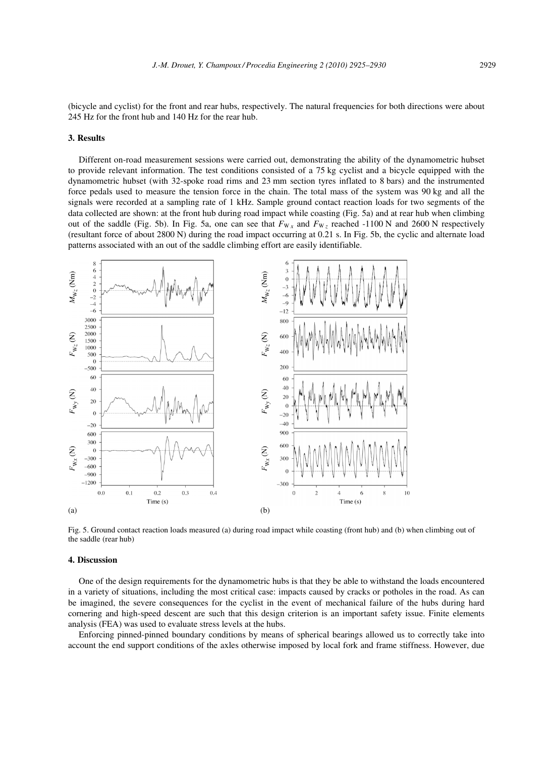(bicycle and cyclist) for the front and rear hubs, respectively. The natural frequencies for both directions were about 245 Hz for the front hub and 140 Hz for the rear hub.

### 3. Results

Different on-road measurement sessions were carried out, demonstrating the ability of the dynamometric hubset to provide relevant information. The test conditions consisted of a 75 kg cyclist and a bicycle equipped with the dynamometric hubset (with 32-spoke road rims and 23 mm section tyres inflated to 8 bars) and the instrumented force pedals used to measure the tension force in the chain. The total mass of the system was 90 kg and all the signals were recorded at a sampling rate of 1 kHz. Sample ground contact reaction loads for two segments of the data collected are shown: at the front hub during road impact while coasting (Fig. 5a) and at rear hub when climbing out of the saddle (Fig. 5b). In Fig. 5a, one can see that $F_{Wx}$ and $F_{Wz}$ reached -1100 N and 2600 N respectively (resultant force of about 2800 N) during the road impact occurring at 0.21 s. In Fig. 5b, the cyclic and alternate load patterns associated with an out of the saddle climbing effort are easily identifiable.

Fig. 5. Ground contact reaction loads measured (a) during road impact while coasting (front hub) and (b) when climbing out of the saddle (rear hub)

### 4. Discussion

One of the design requirements for the dynamometric hubs is that they be able to withstand the loads encountered in a variety of situations, including the most critical case: impacts caused by cracks or potholes in the road. As can be imagined, the severe consequences for the cyclist in the event of mechanical failure of the hubs during hard cornering and high-speed descent are such that this design criterion is an important safety issue. Finite elements analysis (FEA) was used to evaluate stress levels at the hubs.

Enforcing pinned-pinned boundary conditions by means of spherical bearings allowed us to correctly take into account the end support conditions of the axles otherwise imposed by local fork and frame stiffness. However, due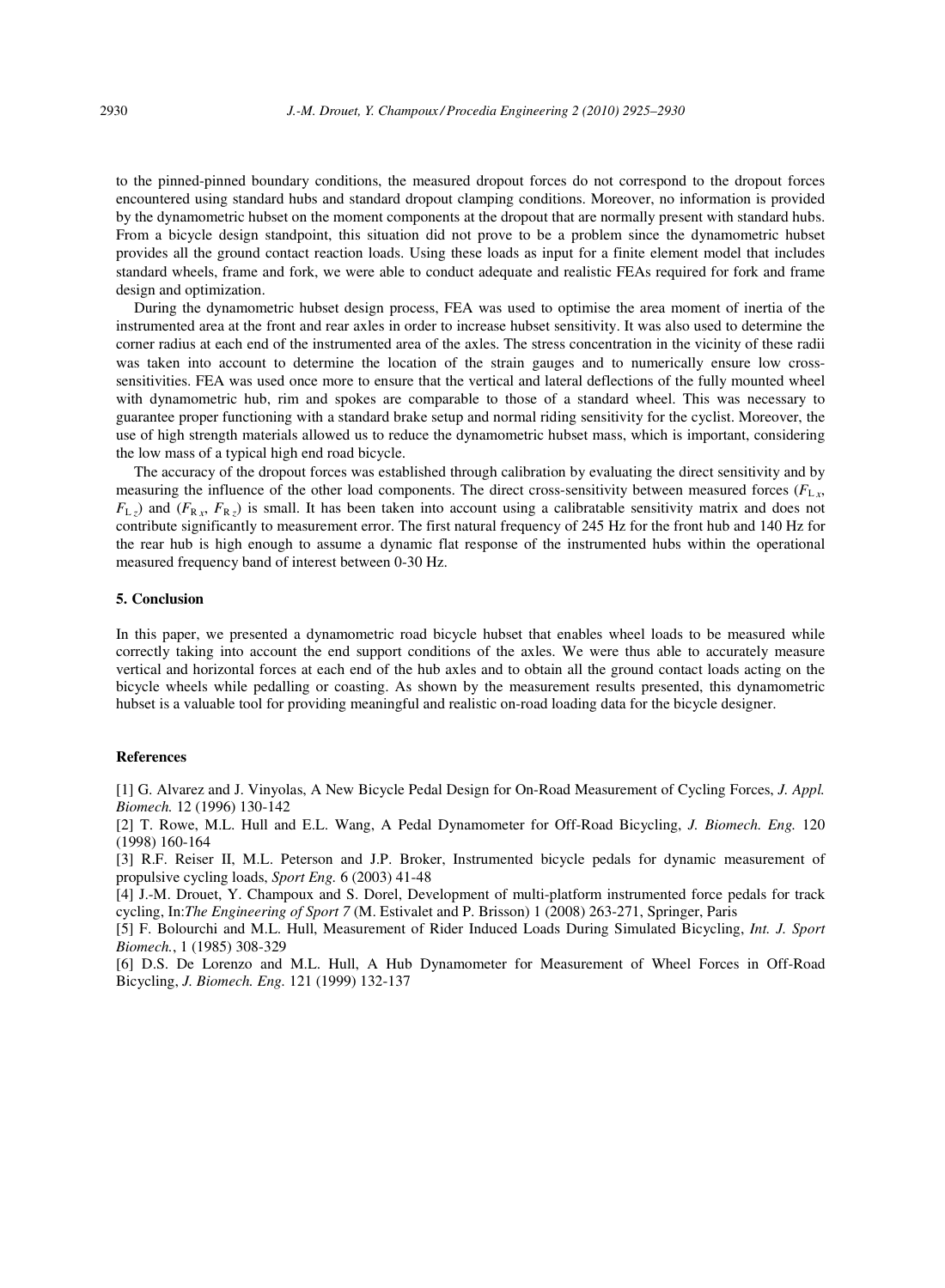to the pinned-pinned boundary conditions, the measured dropout forces do not correspond to the dropout forces encountered using standard hubs and standard dropout clamping conditions. Moreover, no information is provided by the dynamometric hubset on the moment components at the dropout that are normally present with standard hubs. From a bicycle design standpoint, this situation did not prove to be a problem since the dynamometric hubset provides all the ground contact reaction loads. Using these loads as input for a finite element model that includes standard wheels, frame and fork, we were able to conduct adequate and realistic FEAs required for fork and frame design and optimization.

During the dynamometric hubset design process, FEA was used to optimise the area moment of inertia of the instrumented area at the front and rear axles in order to increase hubset sensitivity. It was also used to determine the corner radius at each end of the instrumented area of the axles. The stress concentration in the vicinity of these radii was taken into account to determine the location of the strain gauges and to numerically ensure low cross-sensitivities. FEA was used once more to ensure that the vertical and lateral deflections of the fully mounted wheel with dynamometric hub, rim and spokes are comparable to those of a standard wheel. This was necessary to guarantee proper functioning with a standard brake setup and normal riding sensitivity for the cyclist. Moreover, the use of high strength materials allowed us to reduce the dynamometric hubset mass, which is important, considering the low mass of a typical high end road bicycle.

The accuracy of the dropout forces was established through calibration by evaluating the direct sensitivity and by measuring the influence of the other load components. The direct cross-sensitivity between measured forces ($F_{L\,x}$, $F_{L\,z}$) and ($F_{R\,x}$, $F_{R\,z}$) is small. It has been taken into account using a calibratable sensitivity matrix and does not contribute significantly to measurement error. The first natural frequency of 245 Hz for the front hub and 140 Hz for the rear hub is high enough to assume a dynamic flat response of the instrumented hubs within the operational measured frequency band of interest between 0-30 Hz.

## 5. Conclusion

In this paper, we presented a dynamometric road bicycle hubset that enables wheel loads to be measured while correctly taking into account the end support conditions of the axles. We were thus able to accurately measure vertical and horizontal forces at each end of the hub axles and to obtain all the ground contact loads acting on the bicycle wheels while pedalling or coasting. As shown by the measurement results presented, this dynamometric hubset is a valuable tool for providing meaningful and realistic on-road loading data for the bicycle designer.

## References

[1] G. Alvarez and J. Vinyolas, A New Bicycle Pedal Design for On-Road Measurement of Cycling Forces, *J. Appl. Biomech.* 12 (1996) 130-142

[2] T. Rowe, M.L. Hull and E.L. Wang, A Pedal Dynamometer for Off-Road Bicycling, *J. Biomech. Eng.* 120 (1998) 160-164

[3] R.F. Reiser II, M.L. Peterson and J.P. Broker, Instrumented bicycle pedals for dynamic measurement of propulsive cycling loads, *Sport Eng.* 6 (2003) 41-48

[4] J.-M. Drouet, Y. Champoux and S. Dorel, Development of multi-platform instrumented force pedals for track cycling, In:*The Engineering of Sport 7* (M. Estivalet and P. Brisson) 1 (2008) 263-271, Springer, Paris

[5] F. Bolourchi and M.L. Hull, Measurement of Rider Induced Loads During Simulated Bicycling, *Int. J. Sport Biomech.*, 1 (1985) 308-329

[6] D.S. De Lorenzo and M.L. Hull, A Hub Dynamometer for Measurement of Wheel Forces in Off-Road Bicycling, *J. Biomech. Eng.* 121 (1999) 132-137